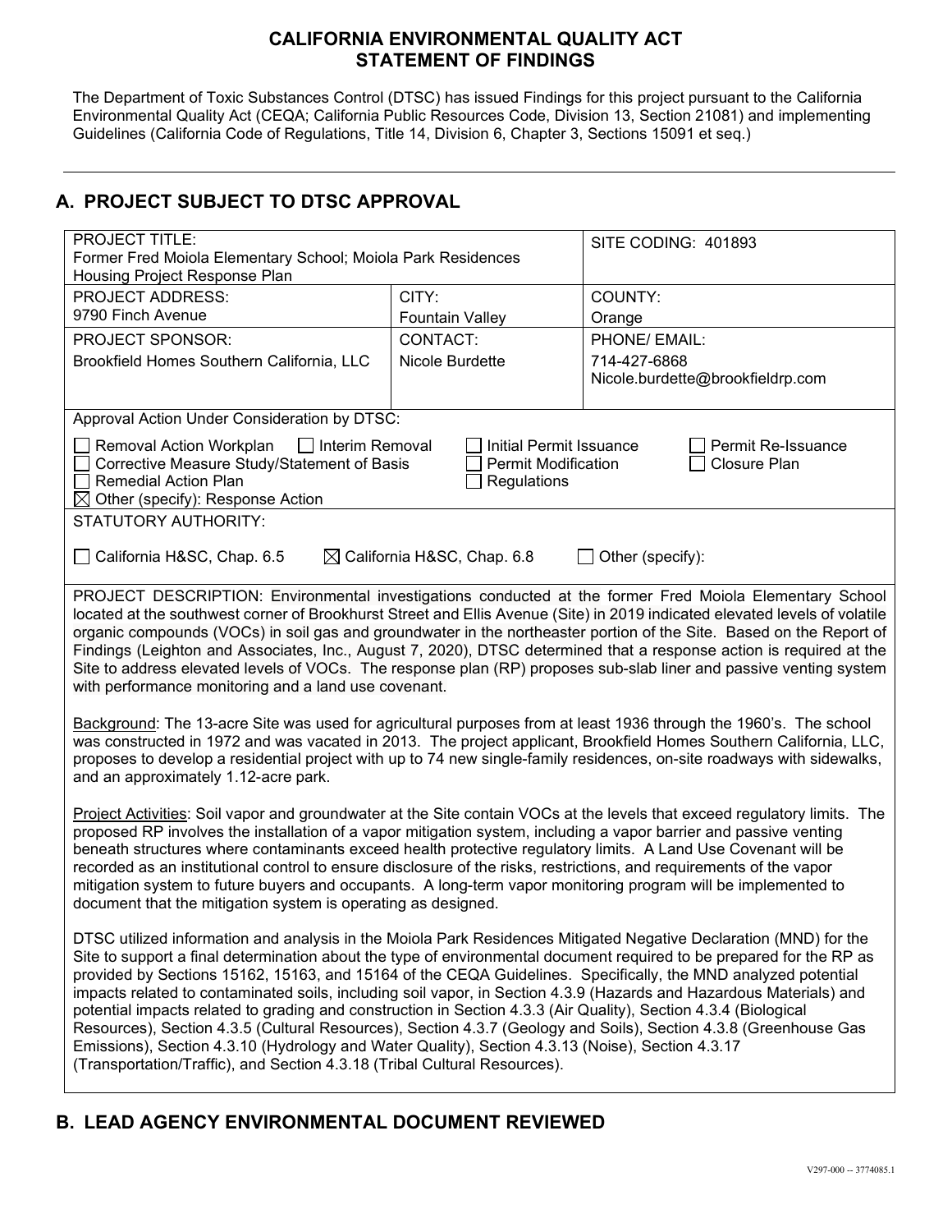# CALIFORNIA ENVIRONMENTAL QUALITY ACT
# STATEMENT OF FINDINGS

The Department of Toxic Substances Control (DTSC) has issued Findings for this project pursuant to the California Environmental Quality Act (CEQA; California Public Resources Code, Division 13, Section 21081) and implementing Guidelines (California Code of Regulations, Title 14, Division 6, Chapter 3, Sections 15091 et seq.)

---

## A. PROJECT SUBJECT TO DTSC APPROVAL

| PROJECT TITLE: Former Fred Moiola Elementary School; Moiola Park Residences Housing Project Response Plan | | SITE CODING: 401893 |
|---|---|---|
| PROJECT ADDRESS: 9790 Finch Avenue | CITY: Fountain Valley | COUNTY: Orange |
| PROJECT SPONSOR: Brookfield Homes Southern California, LLC | CONTACT: Nicole Burdette | PHONE/ EMAIL: 714-427-6868 Nicole.burdette@brookfieldrp.com |

Approval Action Under Considerations by DTSC:

- ☐ Removal Action Workplan
- ☐ Interim Removal
- ☐ Initial Permit Issuance
- ☐ Permit Re-Issuance
- ☐ Corrective Measure Study/Statement of Basis
- ☐ Permit Modification
- ☐ Closure Plan
- ☐ Remedial Action Plan
- ☐ Regulations
- ☒ Other (specify): Response Action

STATUTORY AUTHORITY:

- ☐ California H&SC, Chap. 6.5
- ☒ California H&SC, Chap. 6.8
- ☐ Other (specify):

PROJECT DESCRIPTION: Environmental investigations conducted at the former Fred Moiola Elementary School located at the southwest corner of Brookhurst Street and Ellis Avenue (Site) in 2019 indicated elevated levels of volatile organic compounds (VOCs) in soil gas and groundwater in the northeaster portion of the Site. Based on the Report of Findings (Leighton and Associates, Inc., August 7, 2020), DTSC determined that a response action is required at the Site to address elevated levels of VOCs. The response plan (RP) proposes sub-slab liner and passive venting system with performance monitoring and a land use covenant.

Background: The 13-acre Site was used for agricultural purposes from at least 1936 through the 1960's. The school was constructed in 1972 and was vacated in 2013. The project applicant, Brookfield Homes Southern California, LLC, proposes to develop a residential project with up to 74 new single-family residences, on-site roadways with sidewalks, and an approximately 1.12-acre park.

Project Activities: Soil vapor and groundwater at the Site contain VOCs at the levels that exceed regulatory limits. The proposed RP involves the installation of a vapor mitigation system, including a vapor barrier and passive venting beneath structures where contaminants exceed health protective regulatory limits. A Land Use Covenant will be recorded as an institutional control to ensure disclosure of the risks, restrictions, and requirements of the vapor mitigation system to future buyers and occupants. A long-term vapor monitoring program will be implemented to document that the mitigation system is operating as designed.

DTSC utilized information and analysis in the Moiola Park Residences Mitigated Negative Declaration (MND) for the Site to support a final determination about the type of environmental document required to be prepared for the RP as provided by Sections 15162, 15163, and 15164 of the CEQA Guidelines. Specifically, the MND analyzed potential impacts related to contaminated soils, including soil vapor, in Section 4.3.9 (Hazards and Hazardous Materials) and potential impacts related to grading and construction in Section 4.3.3 (Air Quality), Section 4.3.4 (Biological Resources), Section 4.3.5 (Cultural Resources), Section 4.3.7 (Geology and Soils), Section 4.3.8 (Greenhouse Gas Emissions), Section 4.3.10 (Hydrology and Water Quality), Section 4.3.13 (Noise), Section 4.3.17 (Transportation/Traffic), and Section 4.3.18 (Tribal Cultural Resources).

## B. LEAD AGENCY ENVIRONMENTAL DOCUMENT REVIEWED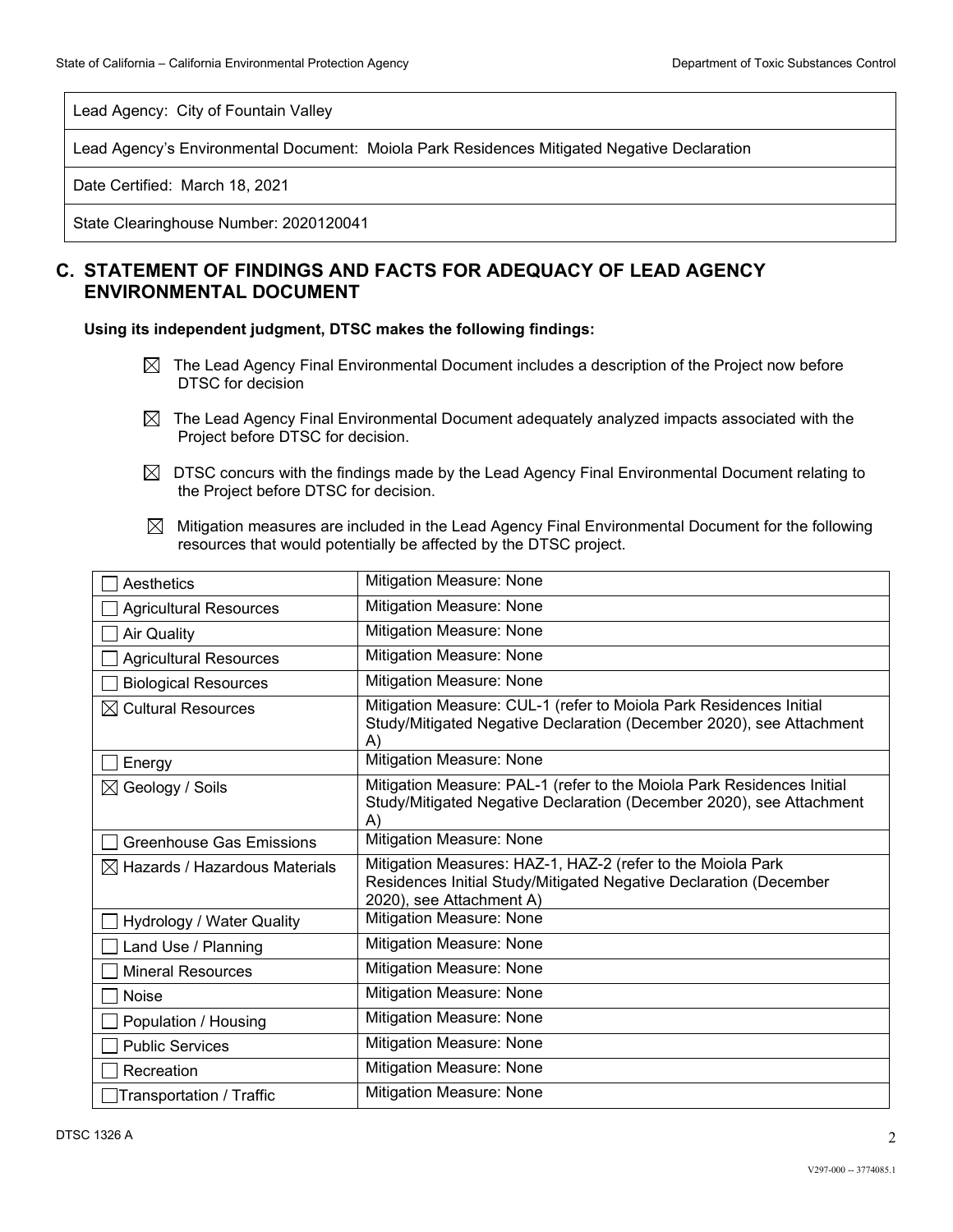| Lead Agency: City of Fountain Valley |
| --- |
| Lead Agency's Environmental Document: Moiola Park Residences Mitigated Negative Declaration |
| Date Certified: March 18, 2021 |
| State Clearinghouse Number: 2020120041 |

## C. STATEMENT OF FINDINGS AND FACTS FOR ADEQUACY OF LEAD AGENCY ENVIRONMENTAL DOCUMENT

**Using its independent judgment, DTSC makes the following findings:**

☒ The Lead Agency Final Environmental Document includes a description of the Project now before DTSC for decision

☒ The Lead Agency Final Environmental Document adequately analyzed impacts associated with the Project before DTSC for decision.

☒ DTSC concurs with the findings made by the Lead Agency Final Environmental Document relating to the Project before DTSC for decision.

☒ Mitigation measures are included in the Lead Agency Final Environmental Document for the following resources that would potentially be affected by the DTSC project.

| Resource | Mitigation Measure |
| --- | --- |
| ☐ Aesthetics | Mitigation Measure: None |
| ☐ Agricultural Resources | Mitigation Measure: None |
| ☐ Air Quality | Mitigation Measure: None |
| ☐ Agricultural Resources | Mitigation Measure: None |
| ☐ Biological Resources | Mitigation Measure: None |
| ☒ Cultural Resources | Mitigation Measure: CUL-1 (refer to Moiola Park Residences Initial Study/Mitigated Negative Declaration (December 2020), see Attachment A) |
| ☐ Energy | Mitigation Measure: None |
| ☒ Geology / Soils | Mitigation Measure: PAL-1 (refer to the Moiola Park Residences Initial Study/Mitigated Negative Declaration (December 2020), see Attachment A) |
| ☐ Greenhouse Gas Emissions | Mitigation Measure: None |
| ☒ Hazards / Hazardous Materials | Mitigation Measures: HAZ-1, HAZ-2 (refer to the Moiola Park Residences Initial Study/Mitigated Negative Declaration (December 2020), see Attachment A) |
| ☐ Hydrology / Water Quality | Mitigation Measure: None |
| ☐ Land Use / Planning | Mitigation Measure: None |
| ☐ Mineral Resources | Mitigation Measure: None |
| ☐ Noise | Mitigation Measure: None |
| ☐ Population / Housing | Mitigation Measure: None |
| ☐ Public Services | Mitigation Measure: None |
| ☐ Recreation | Mitigation Measure: None |
| ☐ Transportation / Traffic | Mitigation Measure: None |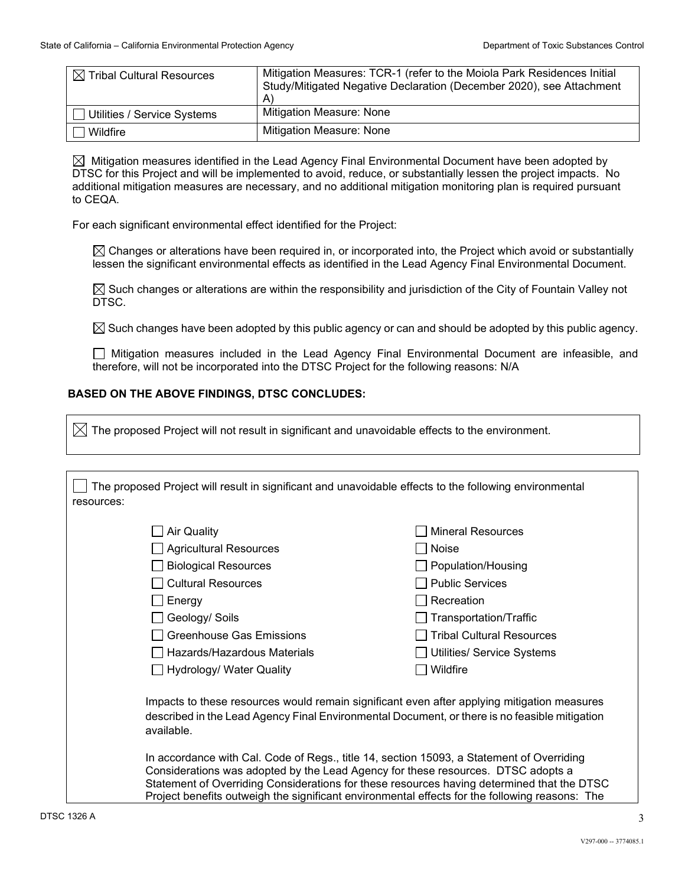| ☒ Tribal Cultural Resources | Mitigation Measures: TCR-1 (refer to the Moiola Park Residences Initial Study/Mitigated Negative Declaration (December 2020), see Attachment A) |
|---|---|
| ☐ Utilities / Service Systems | Mitigation Measure: None |
| ☐ Wildfire | Mitigation Measure: None |

☒ Mitigation measures identified in the Lead Agency Final Environmental Document have been adopted by DTSC for this Project and will be implemented to avoid, reduce, or substantially lessen the project impacts. No additional mitigation measures are necessary, and no additional mitigation monitoring plan is required pursuant to CEQA.

For each significant environmental effect identified for the Project:

☒ Changes or alterations have been required in, or incorporated into, the Project which avoid or substantially lessen the significant environmental effects as identified in the Lead Agency Final Environmental Document.

☒ Such changes or alterations are within the responsibility and jurisdiction of the City of Fountain Valley not DTSC.

☒ Such changes have been adopted by this public agency or can and should be adopted by this public agency.

☐ Mitigation measures included in the Lead Agency Final Environmental Document are infeasible, and therefore, will not be incorporated into the DTSC Project for the following reasons: N/A

**BASED ON THE ABOVE FINDINGS, DTSC CONCLUDES:**

☒ The proposed Project will not result in significant and unavoidable effects to the environment.

☐ The proposed Project will result in significant and unavoidable effects to the following environmental resources:

| | |
|---|---|
| ☐ Air Quality | ☐ Mineral Resources |
| ☐ Agricultural Resources | ☐ Noise |
| ☐ Biological Resources | ☐ Population/Housing |
| ☐ Cultural Resources | ☐ Public Services |
| ☐ Energy | ☐ Recreation |
| ☐ Geology/ Soils | ☐ Transportation/Traffic |
| ☐ Greenhouse Gas Emissions | ☐ Tribal Cultural Resources |
| ☐ Hazards/Hazardous Materials | ☐ Utilities/ Service Systems |
| ☐ Hydrology/ Water Quality | ☐ Wildfire |

Impacts to these resources would remain significant even after applying mitigation measures described in the Lead Agency Final Environmental Document, or there is no feasible mitigation available.

In accordance with Cal. Code of Regs., title 14, section 15093, a Statement of Overriding Considerations was adopted by the Lead Agency for these resources. DTSC adopts a Statement of Overriding Considerations for these resources having determined that the DTSC Project benefits outweigh the significant environmental effects for the following reasons: The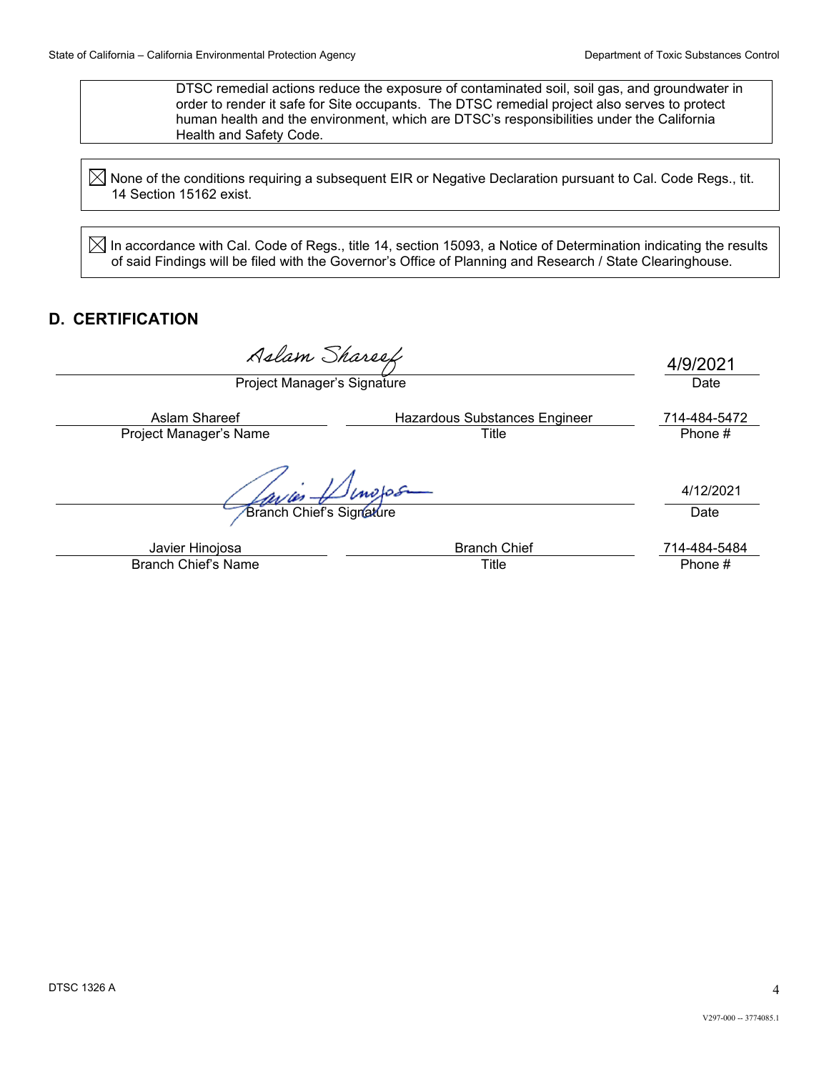DTSC remedial actions reduce the exposure of contaminated soil, soil gas, and groundwater in order to render it safe for Site occupants. The DTSC remedial project also serves to protect human health and the environment, which are DTSC's responsibilities under the California Health and Safety Code.

☒ None of the conditions requiring a subsequent EIR or Negative Declaration pursuant to Cal. Code Regs., tit. 14 Section 15162 exist.

☒ In accordance with Cal. Code of Regs., title 14, section 15093, a Notice of Determination indicating the results of said Findings will be filed with the Governor's Office of Planning and Research / State Clearinghouse.

## D. CERTIFICATION

| Aslam Shareef (signature) | | 4/9/2021 |
|---|---|---|
| Project Manager's Signature | | Date |
| Aslam Shareef | Hazardous Substances Engineer | 714-484-5472 |
| Project Manager's Name | Title | Phone # |
| Javier Hinojosa (signature) | | 4/12/2021 |
| Branch Chief's Signature | | Date |
| Javier Hinojosa | Branch Chief | 714-484-5484 |
| Branch Chief's Name | Title | Phone # |

DTSC 1326 A

V297-000 -- 3774085.1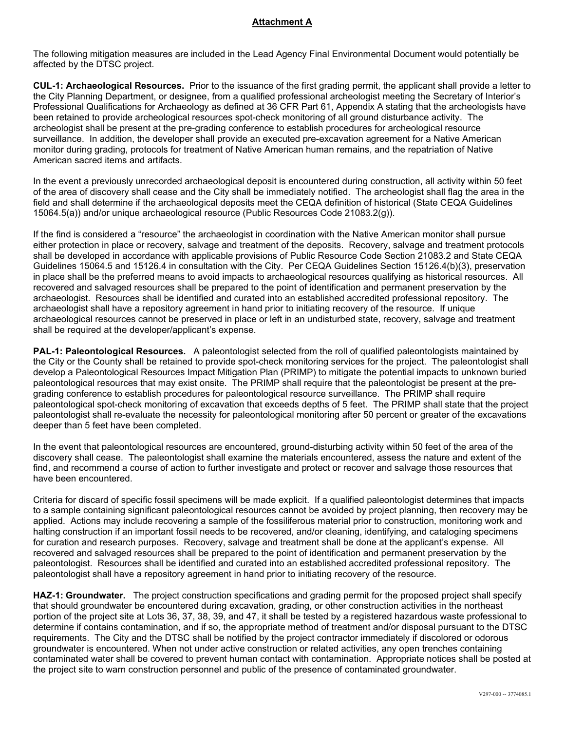## Attachment A

The following mitigation measures are included in the Lead Agency Final Environmental Document would potentially be affected by the DTSC project.

**CUL-1: Archaeological Resources.** Prior to the issuance of the first grading permit, the applicant shall provide a letter to the City Planning Department, or designee, from a qualified professional archeologist meeting the Secretary of Interior's Professional Qualifications for Archaeology as defined at 36 CFR Part 61, Appendix A stating that the archeologists have been retained to provide archeological resources spot-check monitoring of all ground disturbance activity. The archeologist shall be present at the pre-grading conference to establish procedures for archeological resource surveillance. In addition, the developer shall provide an executed pre-excavation agreement for a Native American monitor during grading, protocols for treatment of Native American human remains, and the repatriation of Native American sacred items and artifacts.

In the event a previously unrecorded archaeological deposit is encountered during construction, all activity within 50 feet of the area of discovery shall cease and the City shall be immediately notified. The archeologist shall flag the area in the field and shall determine if the archaeological deposits meet the CEQA definition of historical (State CEQA Guidelines 15064.5(a)) and/or unique archaeological resource (Public Resources Code 21083.2(g)).

If the find is considered a "resource" the archaeologist in coordination with the Native American monitor shall pursue either protection in place or recovery, salvage and treatment of the deposits. Recovery, salvage and treatment protocols shall be developed in accordance with applicable provisions of Public Resource Code Section 21083.2 and State CEQA Guidelines 15064.5 and 15126.4 in consultation with the City. Per CEQA Guidelines Section 15126.4(b)(3), preservation in place shall be the preferred means to avoid impacts to archaeological resources qualifying as historical resources. All recovered and salvaged resources shall be prepared to the point of identification and permanent preservation by the archaeologist. Resources shall be identified and curated into an established accredited professional repository. The archaeologist shall have a repository agreement in hand prior to initiating recovery of the resource. If unique archaeological resources cannot be preserved in place or left in an undisturbed state, recovery, salvage and treatment shall be required at the developer/applicant's expense.

**PAL-1: Paleontological Resources.** A paleontologist selected from the roll of qualified paleontologists maintained by the City or the County shall be retained to provide spot-check monitoring services for the project. The paleontologist shall develop a Paleontological Resources Impact Mitigation Plan (PRIMP) to mitigate the potential impacts to unknown buried paleontological resources that may exist onsite. The PRIMP shall require that the paleontologist be present at the pre-grading conference to establish procedures for paleontological resource surveillance. The PRIMP shall require paleontological spot-check monitoring of excavation that exceeds depths of 5 feet. The PRIMP shall state that the project paleontologist shall re-evaluate the necessity for paleontological monitoring after 50 percent or greater of the excavations deeper than 5 feet have been completed.

In the event that paleontological resources are encountered, ground-disturbing activity within 50 feet of the area of the discovery shall cease. The paleontologist shall examine the materials encountered, assess the nature and extent of the find, and recommend a course of action to further investigate and protect or recover and salvage those resources that have been encountered.

Criteria for discard of specific fossil specimens will be made explicit. If a qualified paleontologist determines that impacts to a sample containing significant paleontological resources cannot be avoided by project planning, then recovery may be applied. Actions may include recovering a sample of the fossiliferous material prior to construction, monitoring work and halting construction if an important fossil needs to be recovered, and/or cleaning, identifying, and cataloging specimens for curation and research purposes. Recovery, salvage and treatment shall be done at the applicant's expense. All recovered and salvaged resources shall be prepared to the point of identification and permanent preservation by the paleontologist. Resources shall be identified and curated into an established accredited professional repository. The paleontologist shall have a repository agreement in hand prior to initiating recovery of the resource.

**HAZ-1: Groundwater.** The project construction specifications and grading permit for the proposed project shall specify that should groundwater be encountered during excavation, grading, or other construction activities in the northeast portion of the project site at Lots 36, 37, 38, 39, and 47, it shall be tested by a registered hazardous waste professional to determine if contains contamination, and if so, the appropriate method of treatment and/or disposal pursuant to the DTSC requirements. The City and the DTSC shall be notified by the project contractor immediately if discolored or odorous groundwater is encountered. When not under active construction or related activities, any open trenches containing contaminated water shall be covered to prevent human contact with contamination. Appropriate notices shall be posted at the project site to warn construction personnel and public of the presence of contaminated groundwater.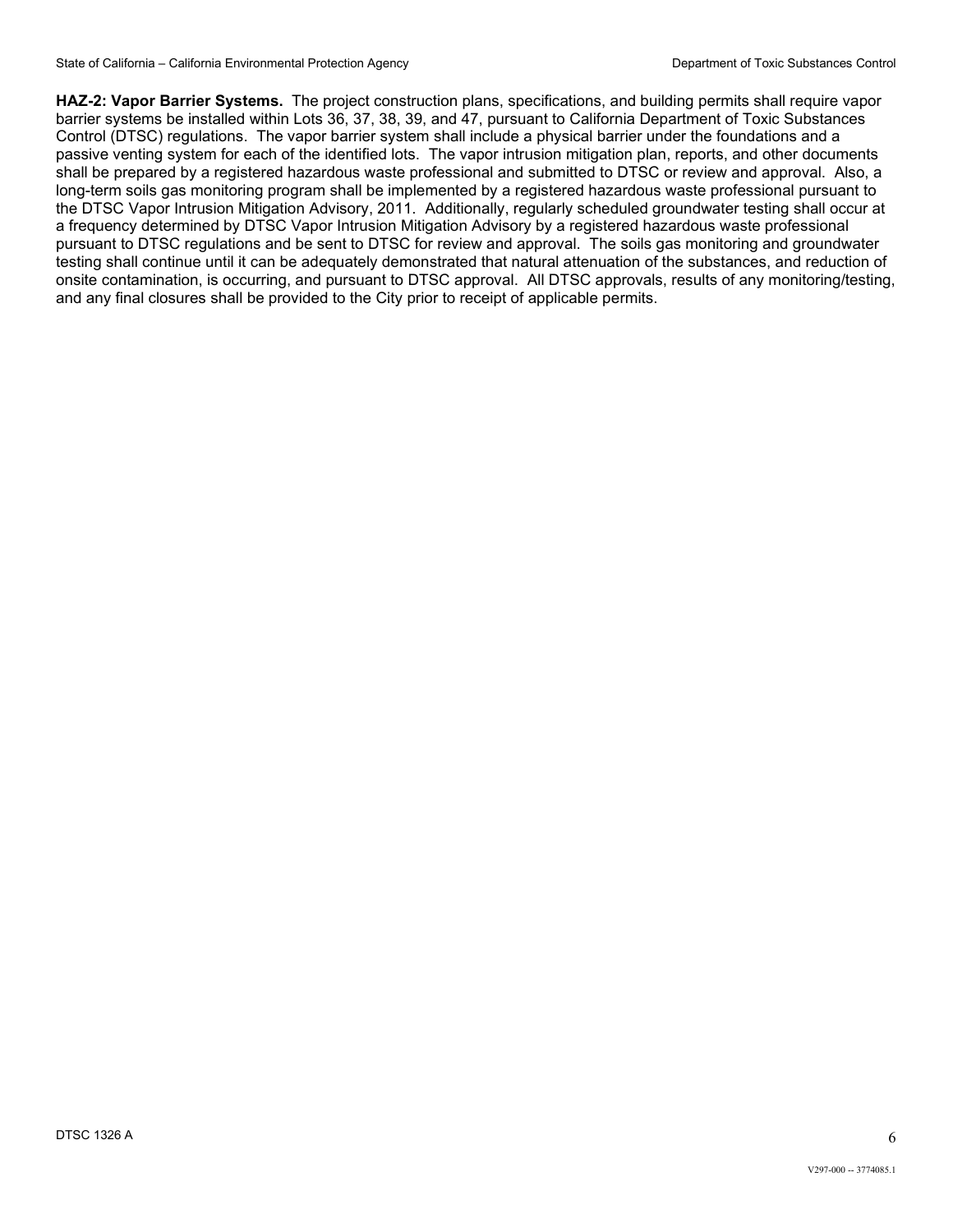**HAZ-2: Vapor Barrier Systems.** The project construction plans, specifications, and building permits shall require vapor barrier systems be installed within Lots 36, 37, 38, 39, and 47, pursuant to California Department of Toxic Substances Control (DTSC) regulations. The vapor barrier system shall include a physical barrier under the foundations and a passive venting system for each of the identified lots. The vapor intrusion mitigation plan, reports, and other documents shall be prepared by a registered hazardous waste professional and submitted to DTSC or review and approval. Also, a long-term soils gas monitoring program shall be implemented by a registered hazardous waste professional pursuant to the DTSC Vapor Intrusion Mitigation Advisory, 2011. Additionally, regularly scheduled groundwater testing shall occur at a frequency determined by DTSC Vapor Intrusion Mitigation Advisory by a registered hazardous waste professional pursuant to DTSC regulations and be sent to DTSC for review and approval. The soils gas monitoring and groundwater testing shall continue until it can be adequately demonstrated that natural attenuation of the substances, and reduction of onsite contamination, is occurring, and pursuant to DTSC approval. All DTSC approvals, results of any monitoring/testing, and any final closures shall be provided to the City prior to receipt of applicable permits.